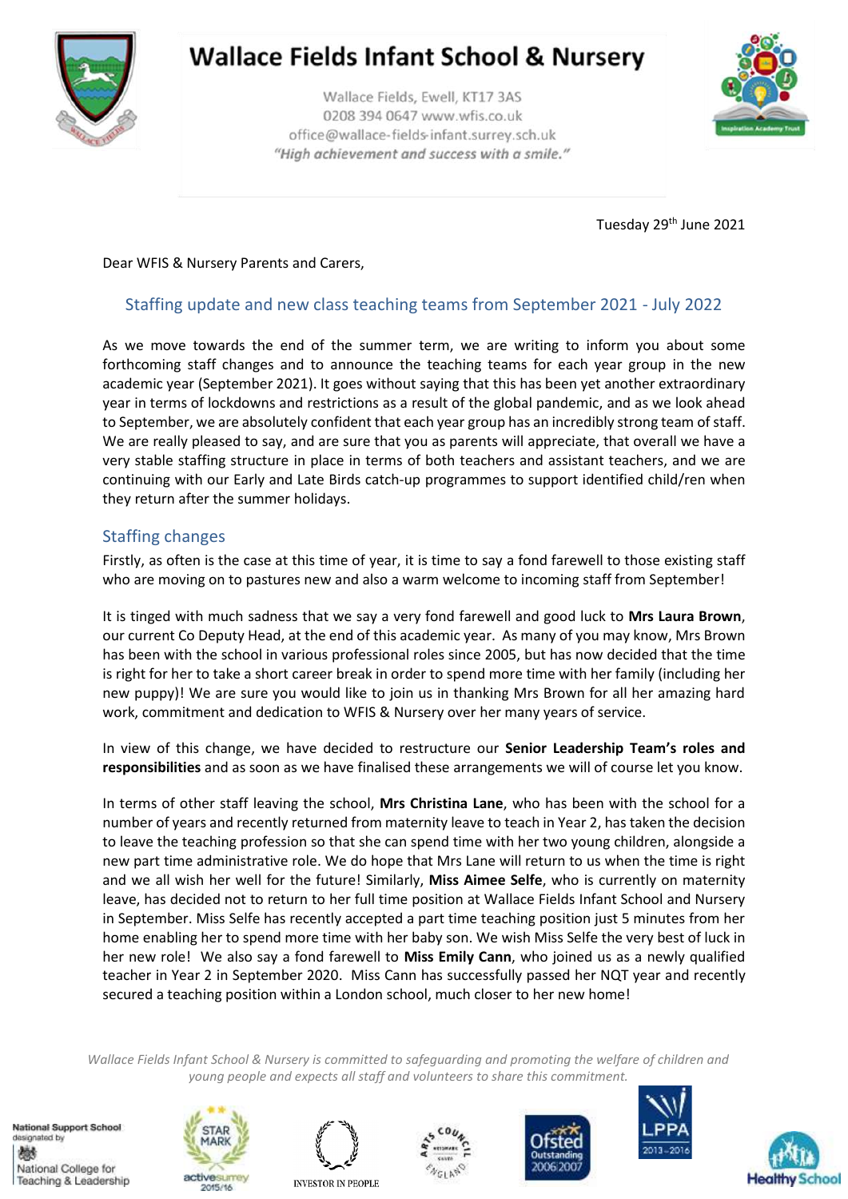# Wallace Fields Infant School & Nursery

Wallace Fields, Ewell, KT17 3AS
0208 394 0647 www.wfis.co.uk
office@wallace-fields-infant.surrey.sch.uk
*"High achievement and success with a smile."*

Tuesday 29th June 2021

Dear WFIS & Nursery Parents and Carers,

## Staffing update and new class teaching teams from September 2021 - July 2022

As we move towards the end of the summer term, we are writing to inform you about some forthcoming staff changes and to announce the teaching teams for each year group in the new academic year (September 2021). It goes without saying that this has been yet another extraordinary year in terms of lockdowns and restrictions as a result of the global pandemic, and as we look ahead to September, we are absolutely confident that each year group has an incredibly strong team of staff. We are really pleased to say, and are sure that you as parents will appreciate, that overall we have a very stable staffing structure in place in terms of both teachers and assistant teachers, and we are continuing with our Early and Late Birds catch-up programmes to support identified child/ren when they return after the summer holidays.

### Staffing changes

Firstly, as often is the case at this time of year, it is time to say a fond farewell to those existing staff who are moving on to pastures new and also a warm welcome to incoming staff from September!

It is tinged with much sadness that we say a very fond farewell and good luck to **Mrs Laura Brown**, our current Co Deputy Head, at the end of this academic year. As many of you may know, Mrs Brown has been with the school in various professional roles since 2005, but has now decided that the time is right for her to take a short career break in order to spend more time with her family (including her new puppy)! We are sure you would like to join us in thanking Mrs Brown for all her amazing hard work, commitment and dedication to WFIS & Nursery over her many years of service.

In view of this change, we have decided to restructure our **Senior Leadership Team's roles and responsibilities** and as soon as we have finalised these arrangements we will of course let you know.

In terms of other staff leaving the school, **Mrs Christina Lane**, who has been with the school for a number of years and recently returned from maternity leave to teach in Year 2, has taken the decision to leave the teaching profession so that she can spend time with her two young children, alongside a new part time administrative role. We do hope that Mrs Lane will return to us when the time is right and we all wish her well for the future! Similarly, **Miss Aimee Selfe**, who is currently on maternity leave, has decided not to return to her full time position at Wallace Fields Infant School and Nursery in September. Miss Selfe has recently accepted a part time teaching position just 5 minutes from her home enabling her to spend more time with her baby son. We wish Miss Selfe the very best of luck in her new role! We also say a fond farewell to **Miss Emily Cann**, who joined us as a newly qualified teacher in Year 2 in September 2020. Miss Cann has successfully passed her NQT year and recently secured a teaching position within a London school, much closer to her new home!

*Wallace Fields Infant School & Nursery is committed to safeguarding and promoting the welfare of children and young people and expects all staff and volunteers to share this commitment.*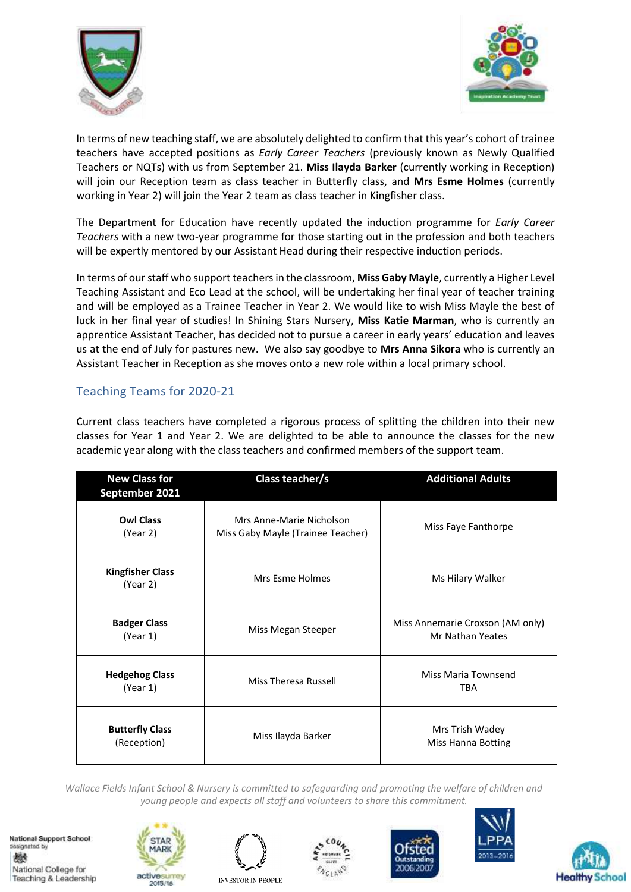In terms of new teaching staff, we are absolutely delighted to confirm that this year's cohort of trainee teachers have accepted positions as *Early Career Teachers* (previously known as Newly Qualified Teachers or NQTs) with us from September 21. **Miss Ilayda Barker** (currently working in Reception) will join our Reception team as class teacher in Butterfly class, and **Mrs Esme Holmes** (currently working in Year 2) will join the Year 2 team as class teacher in Kingfisher class.

The Department for Education have recently updated the induction programme for *Early Career Teachers* with a new two-year programme for those starting out in the profession and both teachers will be expertly mentored by our Assistant Head during their respective induction periods.

In terms of our staff who support teachers in the classroom, **Miss Gaby Mayle**, currently a Higher Level Teaching Assistant and Eco Lead at the school, will be undertaking her final year of teacher training and will be employed as a Trainee Teacher in Year 2. We would like to wish Miss Mayle the best of luck in her final year of studies! In Shining Stars Nursery, **Miss Katie Marman**, who is currently an apprentice Assistant Teacher, has decided not to pursue a career in early years' education and leaves us at the end of July for pastures new. We also say goodbye to **Mrs Anna Sikora** who is currently an Assistant Teacher in Reception as she moves onto a new role within a local primary school.

## Teaching Teams for 2020-21

Current class teachers have completed a rigorous process of splitting the children into their new classes for Year 1 and Year 2. We are delighted to be able to announce the classes for the new academic year along with the class teachers and confirmed members of the support team.

| New Class for September 2021 | Class teacher/s | Additional Adults |
|---|---|---|
| **Owl Class** (Year 2) | Mrs Anne-Marie Nicholson<br>Miss Gaby Mayle (Trainee Teacher) | Miss Faye Fanthorpe |
| **Kingfisher Class** (Year 2) | Mrs Esme Holmes | Ms Hilary Walker |
| **Badger Class** (Year 1) | Miss Megan Steeper | Miss Annemarie Croxson (AM only)<br>Mr Nathan Yeates |
| **Hedgehog Class** (Year 1) | Miss Theresa Russell | Miss Maria Townsend<br>TBA |
| **Butterfly Class** (Reception) | Miss Ilayda Barker | Mrs Trish Wadey<br>Miss Hanna Botting |

*Wallace Fields Infant School & Nursery is committed to safeguarding and promoting the welfare of children and young people and expects all staff and volunteers to share this commitment.*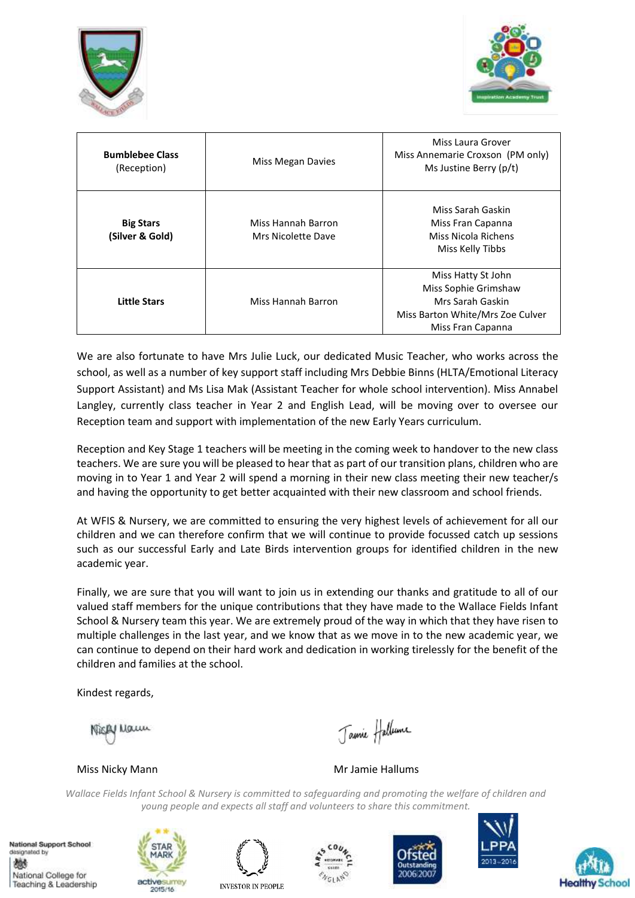| **Bumblebee Class** (Reception) | Miss Megan Davies | Miss Laura Grover<br>Miss Annemarie Croxson (PM only)<br>Ms Justine Berry (p/t) |
|---|---|---|
| **Big Stars (Silver & Gold)** | Miss Hannah Barron<br>Mrs Nicolette Dave | Miss Sarah Gaskin<br>Miss Fran Capanna<br>Miss Nicola Richens<br>Miss Kelly Tibbs |
| **Little Stars** | Miss Hannah Barron | Miss Hatty St John<br>Miss Sophie Grimshaw<br>Mrs Sarah Gaskin<br>Miss Barton White/Mrs Zoe Culver<br>Miss Fran Capanna |

We are also fortunate to have Mrs Julie Luck, our dedicated Music Teacher, who works across the school, as well as a number of key support staff including Mrs Debbie Binns (HLTA/Emotional Literacy Support Assistant) and Ms Lisa Mak (Assistant Teacher for whole school intervention). Miss Annabel Langley, currently class teacher in Year 2 and English Lead, will be moving over to oversee our Reception team and support with implementation of the new Early Years curriculum.

Reception and Key Stage 1 teachers will be meeting in the coming week to handover to the new class teachers. We are sure you will be pleased to hear that as part of our transition plans, children who are moving in to Year 1 and Year 2 will spend a morning in their new class meeting their new teacher/s and having the opportunity to get better acquainted with their new classroom and school friends.

At WFIS & Nursery, we are committed to ensuring the very highest levels of achievement for all our children and we can therefore confirm that we will continue to provide focussed catch up sessions such as our successful Early and Late Birds intervention groups for identified children in the new academic year.

Finally, we are sure that you will want to join us in extending our thanks and gratitude to all of our valued staff members for the unique contributions that they have made to the Wallace Fields Infant School & Nursery team this year. We are extremely proud of the way in which that they have risen to multiple challenges in the last year, and we know that as we move in to the new academic year, we can continue to depend on their hard work and dedication in working tirelessly for the benefit of the children and families at the school.

Kindest regards,

Miss Nicky Mann

Mr Jamie Hallums

*Wallace Fields Infant School & Nursery is committed to safeguarding and promoting the welfare of children and young people and expects all staff and volunteers to share this commitment.*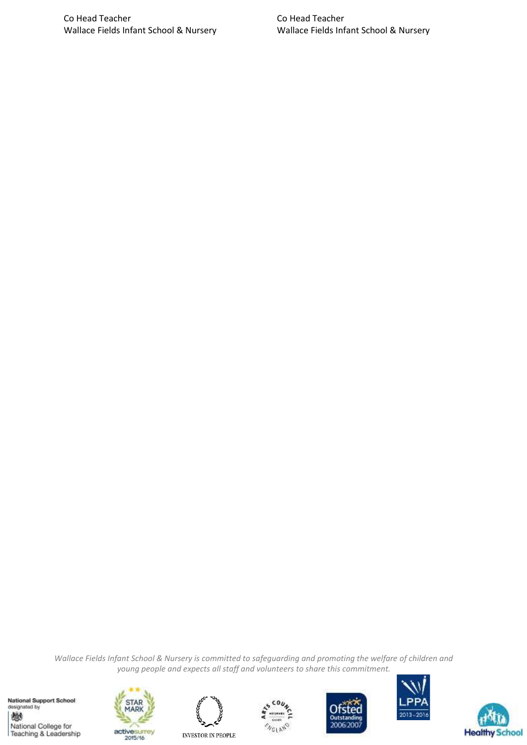Co Head Teacher
Wallace Fields Infant School & Nursery

Co Head Teacher
Wallace Fields Infant School & Nursery

*Wallace Fields Infant School & Nursery is committed to safeguarding and promoting the welfare of children and young people and expects all staff and volunteers to share this commitment.*